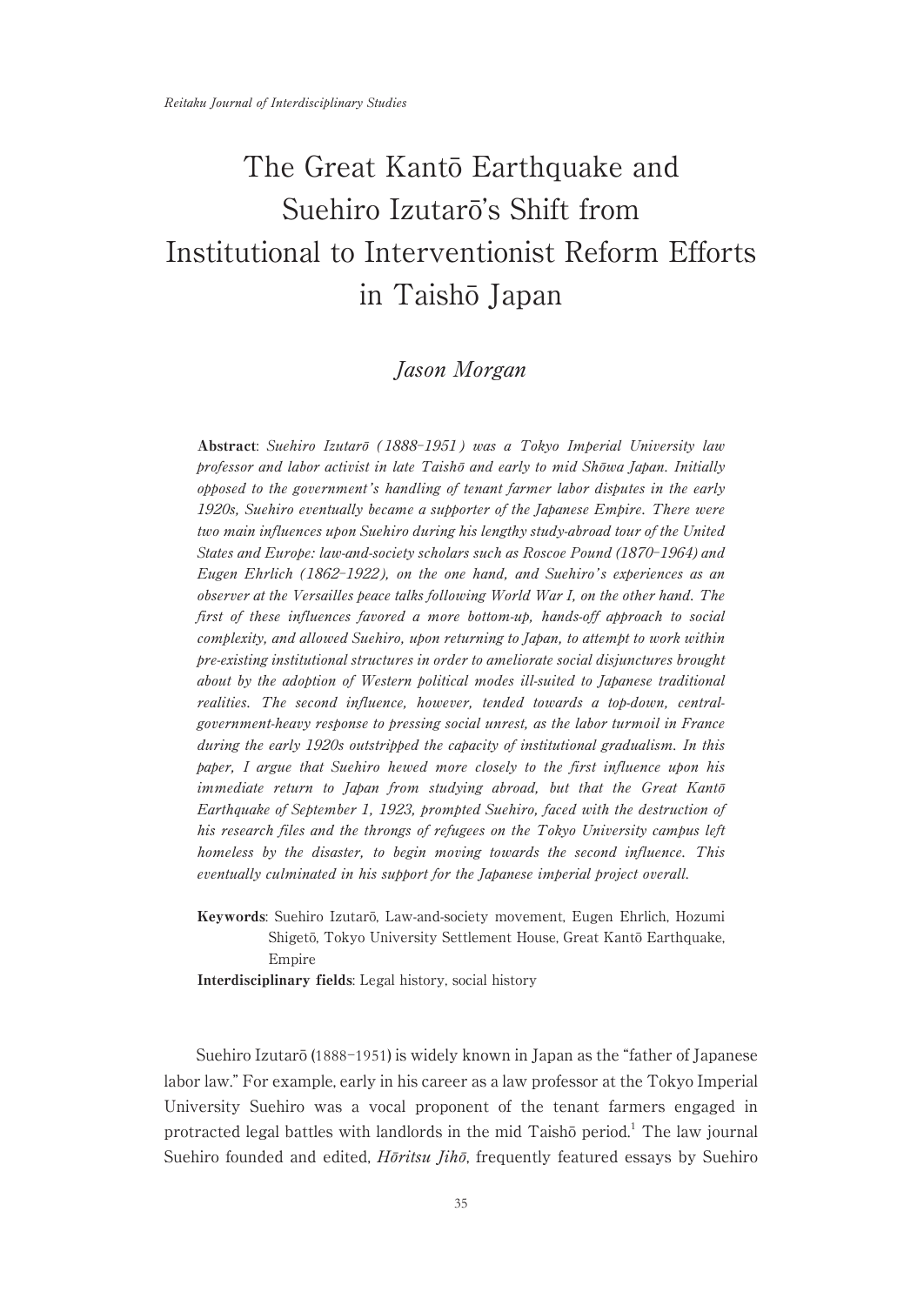# The Great Kantō Earthquake and Suehiro Izutarō's Shift from Institutional to Interventionist Reform Efforts in Taishō Japan

*Jason Morgan*

**Abstract**: *Suehiro Izutarō (1888–1951) was a Tokyo Imperial University law professor and labor activist in late Taishō and early to mid Shōwa Japan. Initially opposed to the government's handling of tenant farmer labor disputes in the early 1920s, Suehiro eventually became a supporter of the Japanese Empire. There were two main influences upon Suehiro during his lengthy study-abroad tour of the United States and Europe: law-and-society scholars such as Roscoe Pound (1870–1964) and Eugen Ehrlich (1862–1922), on the one hand, and Suehiro's experiences as an observer at the Versailles peace talks following World War I, on the other hand. The first of these influences favored a more bottom-up, hands-off approach to social complexity, and allowed Suehiro, upon returning to Japan, to attempt to work within pre-existing institutional structures in order to ameliorate social disjunctures brought about by the adoption of Western political modes ill-suited to Japanese traditional realities. The second influence, however, tended towards a top-down, central-government-heavy response to pressing social unrest, as the labor turmoil in France during the early 1920s outstripped the capacity of institutional gradualism. In this paper, I argue that Suehiro hewed more closely to the first influence upon his immediate return to Japan from studying abroad, but that the Great Kantō Earthquake of September 1, 1923, prompted Suehiro, faced with the destruction of his research files and the throngs of refugees on the Tokyo University campus left homeless by the disaster, to begin moving towards the second influence. This eventually culminated in his support for the Japanese imperial project overall.*

**Keywords**: Suehiro Izutarō, Law-and-society movement, Eugen Ehrlich, Hozumi Shigetō, Tokyo University Settlement House, Great Kantō Earthquake, Empire

**Interdisciplinary fields**: Legal history, social history

Suehiro Izutarō (1888–1951) is widely known in Japan as the "father of Japanese labor law." For example, early in his career as a law professor at the Tokyo Imperial University Suehiro was a vocal proponent of the tenant farmers engaged in protracted legal battles with landlords in the mid Taishō period.[1] The law journal Suehiro founded and edited, *Hōritsu Jihō*, frequently featured essays by Suehiro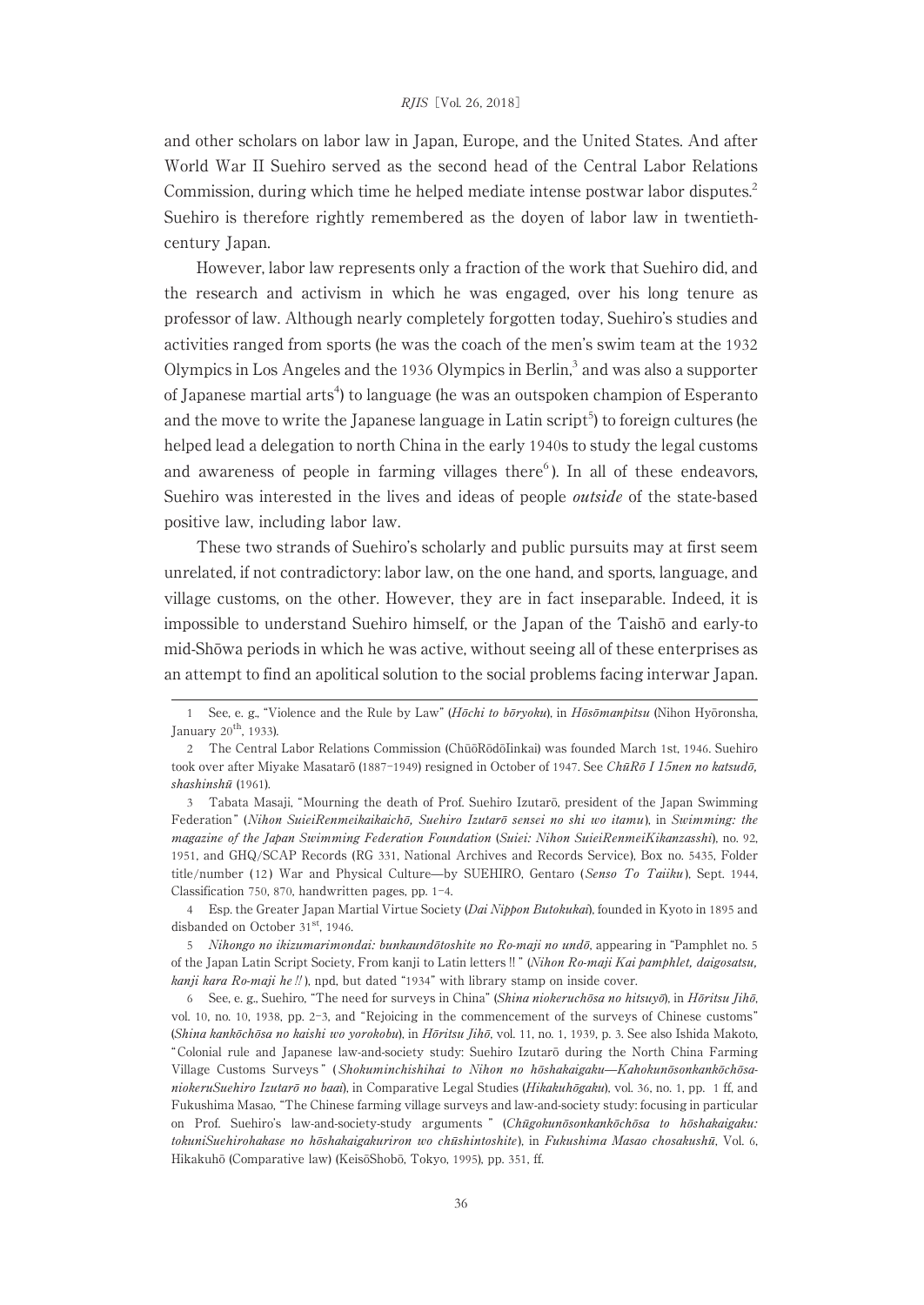and other scholars on labor law in Japan, Europe, and the United States. And after World War II Suehiro served as the second head of the Central Labor Relations Commission, during which time he helped mediate intense postwar labor disputes.[2] Suehiro is therefore rightly remembered as the doyen of labor law in twentieth-century Japan.

However, labor law represents only a fraction of the work that Suehiro did, and the research and activism in which he was engaged, over his long tenure as professor of law. Although nearly completely forgotten today, Suehiro's studies and activities ranged from sports (he was the coach of the men's swim team at the 1932 Olympics in Los Angeles and the 1936 Olympics in Berlin,[3] and was also a supporter of Japanese martial arts[4]) to language (he was an outspoken champion of Esperanto and the move to write the Japanese language in Latin script[5]) to foreign cultures (he helped lead a delegation to north China in the early 1940s to study the legal customs and awareness of people in farming villages there[6]). In all of these endeavors, Suehiro was interested in the lives and ideas of people *outside* of the state-based positive law, including labor law.

These two strands of Suehiro's scholarly and public pursuits may at first seem unrelated, if not contradictory: labor law, on the one hand, and sports, language, and village customs, on the other. However, they are in fact inseparable. Indeed, it is impossible to understand Suehiro himself, or the Japan of the Taishō and early-to mid-Shōwa periods in which he was active, without seeing all of these enterprises as an attempt to find an apolitical solution to the social problems facing interwar Japan.

---

1 See, e. g., "Violence and the Rule by Law" (*Hōchi to bōryoku*), in *Hōsōmanpitsu* (Nihon Hyōronsha, January 20th, 1933).

2 The Central Labor Relations Commission (ChūōRōdōIinkai) was founded March 1st, 1946. Suehiro took over after Miyake Masatarō (1887-1949) resigned in October of 1947. See *ChūRō I 15nen no katsudō, shashinshū* (1961).

3 Tabata Masaji, "Mourning the death of Prof. Suehiro Izutarō, president of the Japan Swimming Federation" (*Nihon SuieiRenmeikaikaichō, Suehiro Izutarō sensei no shi wo itamu*), in *Swimming: the magazine of the Japan Swimming Federation Foundation* (*Suiei: Nihon SuieiRenmeiKikanzasshi*), no. 92, 1951, and GHQ/SCAP Records (RG 331, National Archives and Records Service), Box no. 5435, Folder title/number (12) War and Physical Culture—by SUEHIRO, Gentaro (*Senso To Taiiku*), Sept. 1944, Classification 750, 870, handwritten pages, pp. 1-4.

4 Esp. the Greater Japan Martial Virtue Society (*Dai Nippon Butokukai*), founded in Kyoto in 1895 and disbanded on October 31st, 1946.

5 *Nihongo no ikizumarimondai: bunkaundōtoshite no Ro-maji no undō*, appearing in "Pamphlet no. 5 of the Japan Latin Script Society, From kanji to Latin letters !! " (*Nihon Ro-maji Kai pamphlet, daigosatsu, kanji kara Ro-maji he !!*), npd, but dated "1934" with library stamp on inside cover.

6 See, e. g., Suehiro, "The need for surveys in China" (*Shina niokeruchōsa no hitsuyō*), in *Hōritsu Jihō*, vol. 10, no. 10, 1938, pp. 2-3, and "Rejoicing in the commencement of the surveys of Chinese customs" (*Shina kankōchōsa no kaishi wo yorokobu*), in *Hōritsu Jihō*, vol. 11, no. 1, 1939, p. 3. See also Ishida Makoto, "Colonial rule and Japanese law-and-society study: Suehiro Izutarō during the North China Farming Village Customs Surveys" (*Shokuminchishihai to Nihon no hōshakaigaku—KahokunōsonkankōchōsaniokeruSuehiro Izutarō no baai*), in Comparative Legal Studies (*Hikakuhōgaku*), vol. 36, no. 1, pp. 1 ff, and Fukushima Masao, "The Chinese farming village surveys and law-and-society study: focusing in particular on Prof. Suehiro's law-and-society-study arguments" (*Chūgokunōsonkankōchōsa to hōshakaigaku: tokuniSuehirohakase no hōshakaigakuriron wo chūshintoshite*), in *Fukushima Masao chosakushū*, Vol. 6, Hikakuhō (Comparative law) (KeisōShobō, Tokyo, 1995), pp. 351, ff.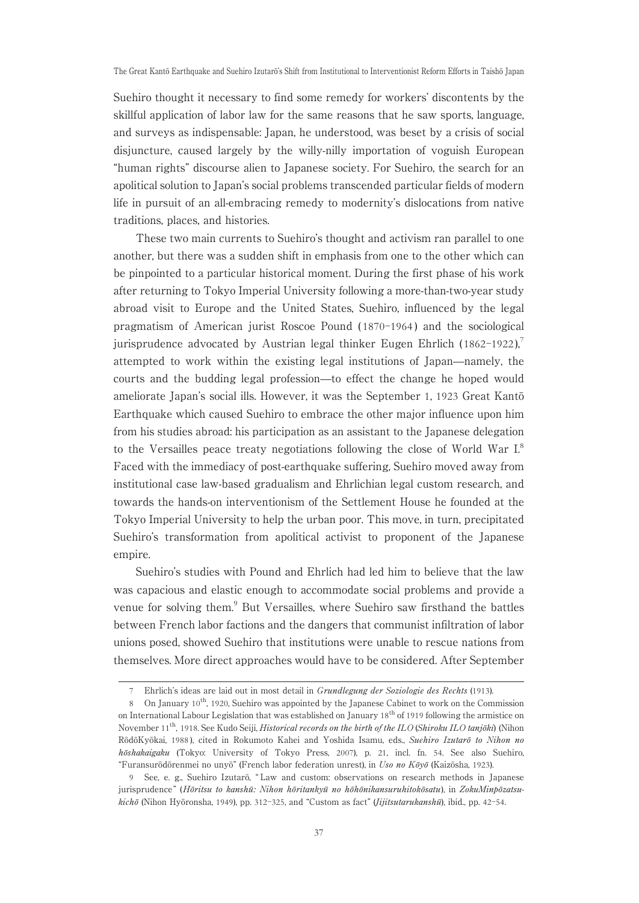Suehiro thought it necessary to find some remedy for workers' discontents by the skillful application of labor law for the same reasons that he saw sports, language, and surveys as indispensable: Japan, he understood, was beset by a crisis of social disjuncture, caused largely by the willy-nilly importation of voguish European "human rights" discourse alien to Japanese society. For Suehiro, the search for an apolitical solution to Japan's social problems transcended particular fields of modern life in pursuit of an all-embracing remedy to modernity's dislocations from native traditions, places, and histories.

These two main currents to Suehiro's thought and activism ran parallel to one another, but there was a sudden shift in emphasis from one to the other which can be pinpointed to a particular historical moment. During the first phase of his work after returning to Tokyo Imperial University following a more-than-two-year study abroad visit to Europe and the United States, Suehiro, influenced by the legal pragmatism of American jurist Roscoe Pound (1870-1964) and the sociological jurisprudence advocated by Austrian legal thinker Eugen Ehrlich (1862-1922),[7] attempted to work within the existing legal institutions of Japan—namely, the courts and the budding legal profession—to effect the change he hoped would ameliorate Japan's social ills. However, it was the September 1, 1923 Great Kantō Earthquake which caused Suehiro to embrace the other major influence upon him from his studies abroad: his participation as an assistant to the Japanese delegation to the Versailles peace treaty negotiations following the close of World War I.[8] Faced with the immediacy of post-earthquake suffering, Suehiro moved away from institutional case law-based gradualism and Ehrlichian legal custom research, and towards the hands-on interventionism of the Settlement House he founded at the Tokyo Imperial University to help the urban poor. This move, in turn, precipitated Suehiro's transformation from apolitical activist to proponent of the Japanese empire.

Suehiro's studies with Pound and Ehrlich had led him to believe that the law was capacious and elastic enough to accommodate social problems and provide a venue for solving them.[9] But Versailles, where Suehiro saw firsthand the battles between French labor factions and the dangers that communist infiltration of labor unions posed, showed Suehiro that institutions were unable to rescue nations from themselves. More direct approaches would have to be considered. After September

---

7 Ehrlich's ideas are laid out in most detail in *Grundlegung der Soziologie des Rechts* (1913).

8 On January 10th, 1920, Suehiro was appointed by the Japanese Cabinet to work on the Commission on International Labour Legislation that was established on January 18th of 1919 following the armistice on November 11th, 1918. See Kudo Seiji, *Historical records on the birth of the ILO* (*Shiroku ILO tanjōki*) (Nihon RōdōKyōkai, 1988), cited in Rokumoto Kahei and Yoshida Isamu, eds., *Suehiro Izutarō to Nihon no hōshakaigaku* (Tokyo: University of Tokyo Press, 2007), p. 21, incl. fn. 54. See also Suehiro, "Furansurōdōrenmei no unyō" (French labor federation unrest), in *Uso no Kōyō* (Kaizōsha, 1923).

9 See, e. g., Suehiro Izutarō, "Law and custom: observations on research methods in Japanese jurisprudence" (*Hōritsu to kanshū: Nihon hōritankyū no hōhōnikansuruhitokōsatu*), in *ZokuMinpōzatsukichō* (Nihon Hyōronsha, 1949), pp. 312-325, and "Custom as fact" (*Jijitsutarukanshū*), ibid., pp. 42-54.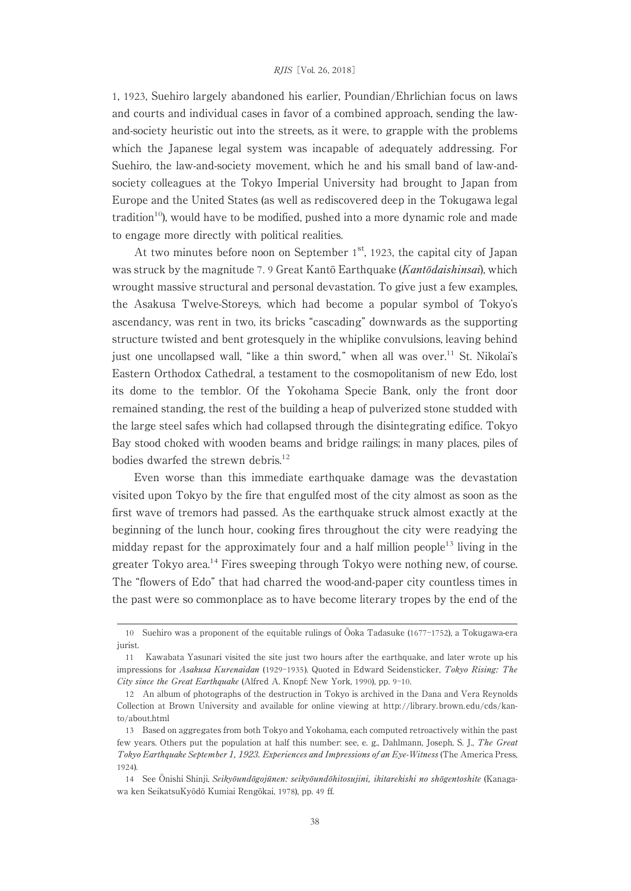1, 1923, Suehiro largely abandoned his earlier, Poundian/Ehrlichian focus on laws and courts and individual cases in favor of a combined approach, sending the law-and-society heuristic out into the streets, as it were, to grapple with the problems which the Japanese legal system was incapable of adequately addressing. For Suehiro, the law-and-society movement, which he and his small band of law-and-society colleagues at the Tokyo Imperial University had brought to Japan from Europe and the United States (as well as rediscovered deep in the Tokugawa legal tradition[10]), would have to be modified, pushed into a more dynamic role and made to engage more directly with political realities.

At two minutes before noon on September 1st, 1923, the capital city of Japan was struck by the magnitude 7.9 Great Kantō Earthquake (*Kantōdaishinsai*), which wrought massive structural and personal devastation. To give just a few examples, the Asakusa Twelve-Storeys, which had become a popular symbol of Tokyo's ascendancy, was rent in two, its bricks "cascading" downwards as the supporting structure twisted and bent grotesquely in the whiplike convulsions, leaving behind just one uncollapsed wall, "like a thin sword," when all was over.[11] St. Nikolai's Eastern Orthodox Cathedral, a testament to the cosmopolitanism of new Edo, lost its dome to the temblor. Of the Yokohama Specie Bank, only the front door remained standing, the rest of the building a heap of pulverized stone studded with the large steel safes which had collapsed through the disintegrating edifice. Tokyo Bay stood choked with wooden beams and bridge railings; in many places, piles of bodies dwarfed the strewn debris.[12]

Even worse than this immediate earthquake damage was the devastation visited upon Tokyo by the fire that engulfed most of the city almost as soon as the first wave of tremors had passed. As the earthquake struck almost exactly at the beginning of the lunch hour, cooking fires throughout the city were readying the midday repast for the approximately four and a half million people[13] living in the greater Tokyo area.[14] Fires sweeping through Tokyo were nothing new, of course. The "flowers of Edo" that had charred the wood-and-paper city countless times in the past were so commonplace as to have become literary tropes by the end of the

---

10 Suehiro was a proponent of the equitable rulings of Ōoka Tadasuke (1677–1752), a Tokugawa-era jurist.

11 Kawabata Yasunari visited the site just two hours after the earthquake, and later wrote up his impressions for *Asakusa Kurenaidan* (1929–1935). Quoted in Edward Seidensticker, *Tokyo Rising: The City since the Great Earthquake* (Alfred A. Knopf: New York, 1990), pp. 9–10.

12 An album of photographs of the destruction in Tokyo is archived in the Dana and Vera Reynolds Collection at Brown University and available for online viewing at http://library.brown.edu/cds/kanto/about.html

13 Based on aggregates from both Tokyo and Yokohama, each computed retroactively within the past few years. Others put the population at half this number: see, e. g., Dahlmann, Joseph, S. J., *The Great Tokyo Earthquake September 1, 1923. Experiences and Impressions of an Eye-Witness* (The America Press, 1924).

14 See Ōnishi Shinji, *Seikyōundōgojūnen: seikyōundōhitosujini, ikitarekishi no shōgentoshite* (Kanagawa ken SeikatsuKyōdō Kumiai Rengōkai, 1978), pp. 49 ff.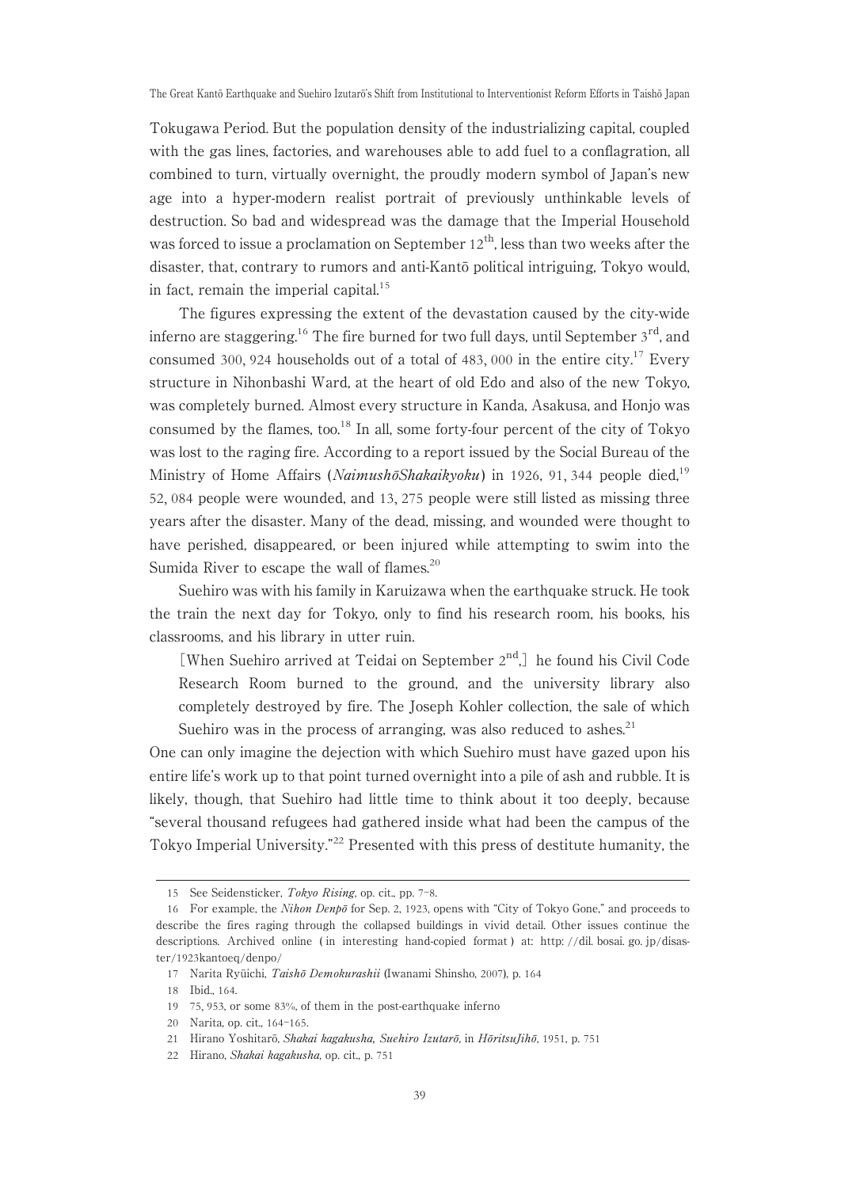Tokugawa Period. But the population density of the industrializing capital, coupled with the gas lines, factories, and warehouses able to add fuel to a conflagration, all combined to turn, virtually overnight, the proudly modern symbol of Japan's new age into a hyper-modern realist portrait of previously unthinkable levels of destruction. So bad and widespread was the damage that the Imperial Household was forced to issue a proclamation on September 12th, less than two weeks after the disaster, that, contrary to rumors and anti-Kantō political intriguing, Tokyo would, in fact, remain the imperial capital.[15]

The figures expressing the extent of the devastation caused by the city-wide inferno are staggering.[16] The fire burned for two full days, until September 3rd, and consumed 300, 924 households out of a total of 483, 000 in the entire city.[17] Every structure in Nihonbashi Ward, at the heart of old Edo and also of the new Tokyo, was completely burned. Almost every structure in Kanda, Asakusa, and Honjo was consumed by the flames, too.[18] In all, some forty-four percent of the city of Tokyo was lost to the raging fire. According to a report issued by the Social Bureau of the Ministry of Home Affairs (*NaimushōShakaikyoku*) in 1926, 91, 344 people died,[19] 52, 084 people were wounded, and 13, 275 people were still listed as missing three years after the disaster. Many of the dead, missing, and wounded were thought to have perished, disappeared, or been injured while attempting to swim into the Sumida River to escape the wall of flames.[20]

Suehiro was with his family in Karuizawa when the earthquake struck. He took the train the next day for Tokyo, only to find his research room, his books, his classrooms, and his library in utter ruin.

> [When Suehiro arrived at Teidai on September 2nd,] he found his Civil Code Research Room burned to the ground, and the university library also completely destroyed by fire. The Joseph Kohler collection, the sale of which Suehiro was in the process of arranging, was also reduced to ashes.[21]

One can only imagine the dejection with which Suehiro must have gazed upon his entire life's work up to that point turned overnight into a pile of ash and rubble. It is likely, though, that Suehiro had little time to think about it too deeply, because "several thousand refugees had gathered inside what had been the campus of the Tokyo Imperial University."[22] Presented with this press of destitute humanity, the

---

15 See Seidensticker, *Tokyo Rising*, op. cit., pp. 7–8.

16 For example, the *Nihon Denpō* for Sep. 2, 1923, opens with "City of Tokyo Gone," and proceeds to describe the fires raging through the collapsed buildings in vivid detail. Other issues continue the descriptions. Archived online (in interesting hand-copied format) at: http://dil.bosai.go.jp/disaster/1923kantoeq/denpo/

17 Narita Ryūichi, *Taishō Demokurashii* (Iwanami Shinsho, 2007), p. 164

18 Ibid., 164.

19 75, 953, or some 83%, of them in the post-earthquake inferno

20 Narita, op. cit., 164–165.

21 Hirano Yoshitarō, *Shakai kagakusha, Suehiro Izutarō*, in *HōritsuJihō*, 1951, p. 751

22 Hirano, *Shakai kagakusha*, op. cit., p. 751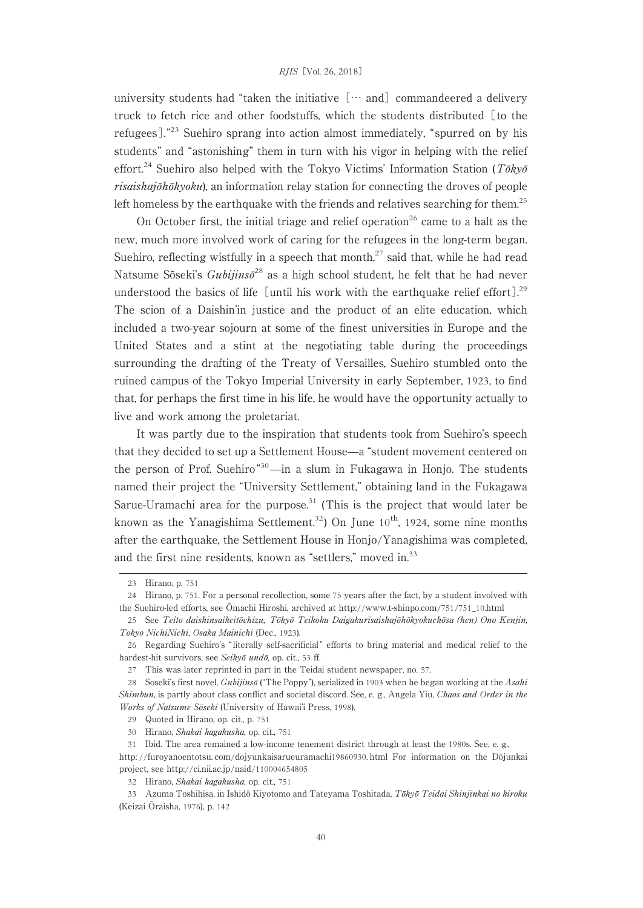university students had "taken the initiative [… and] commandeered a delivery truck to fetch rice and other foodstuffs, which the students distributed [to the refugees]."[23] Suehiro sprang into action almost immediately, "spurred on by his students" and "astonishing" them in turn with his vigor in helping with the relief effort.[24] Suehiro also helped with the Tokyo Victims' Information Station (***Tōkyō risaishajōhōkyoku***), an information relay station for connecting the droves of people left homeless by the earthquake with the friends and relatives searching for them.[25]

On October first, the initial triage and relief operation[26] came to a halt as the new, much more involved work of caring for the refugees in the long-term began. Suehiro, reflecting wistfully in a speech that month,[27] said that, while he had read Natsume Sōseki's *Gubijinsō*[28] as a high school student, he felt that he had never understood the basics of life [until his work with the earthquake relief effort].[29] The scion of a Daishin'in justice and the product of an elite education, which included a two-year sojourn at some of the finest universities in Europe and the United States and a stint at the negotiating table during the proceedings surrounding the drafting of the Treaty of Versailles, Suehiro stumbled onto the ruined campus of the Tokyo Imperial University in early September, 1923, to find that, for perhaps the first time in his life, he would have the opportunity actually to live and work among the proletariat.

It was partly due to the inspiration that students took from Suehiro's speech that they decided to set up a Settlement House—a "student movement centered on the person of Prof. Suehiro"[30]—in a slum in Fukagawa in Honjo. The students named their project the "University Settlement," obtaining land in the Fukagawa Sarue-Uramachi area for the purpose.[31] (This is the project that would later be known as the Yanagishima Settlement.[32]) On June 10th, 1924, some nine months after the earthquake, the Settlement House in Honjo/Yanagishima was completed, and the first nine residents, known as "settlers," moved in.[33]

---

23 Hirano, p. 751

24 Hirano, p. 751. For a personal recollection, some 75 years after the fact, by a student involved with the Suehiro-led efforts, see Ōmachi Hiroshi, archived at http://www.t-shinpo.com/751/751_10.html

25 See *Teito daishinsaikeitōchizu, Tōkyō Teikoku Daigakurisaishajōhōkyokuchōsa (hen) Ono Kenjin, Tokyo NichiNichi, Osaka Mainichi* (Dec., 1923).

26 Regarding Suehiro's "literally self-sacrificial" efforts to bring material and medical relief to the hardest-hit survivors, see *Seikyō undō*, op. cit., 53 ff.

27 This was later reprinted in part in the Teidai student newspaper, no. 57.

28 Soseki's first novel, *Gubijinsō* ("The Poppy"), serialized in 1903 when he began working at the *Asahi Shimbun*, is partly about class conflict and societal discord. See, e. g., Angela Yiu, ***Chaos and Order in the Works of Natsume Sōseki*** (University of Hawai'i Press, 1998).

29 Quoted in Hirano, op. cit., p. 751

30 Hirano, *Shakai kagakusha*, op. cit., 751

31 Ibid. The area remained a low-income tenement district through at least the 1980s. See, e. g., http://furoyanoentotsu.com/dojyunkaisarueuramachi19860930.html For information on the Dōjunkai project, see http://ci.nii.ac.jp/naid/110004654805

32 Hirano, *Shakai kagakusha*, op. cit., 751

33 Azuma Toshihisa, in Ishidō Kiyotomo and Tateyama Toshitada, *Tōkyō Teidai Shinjinkai no kiroku* (Keizai Ōraisha, 1976), p. 142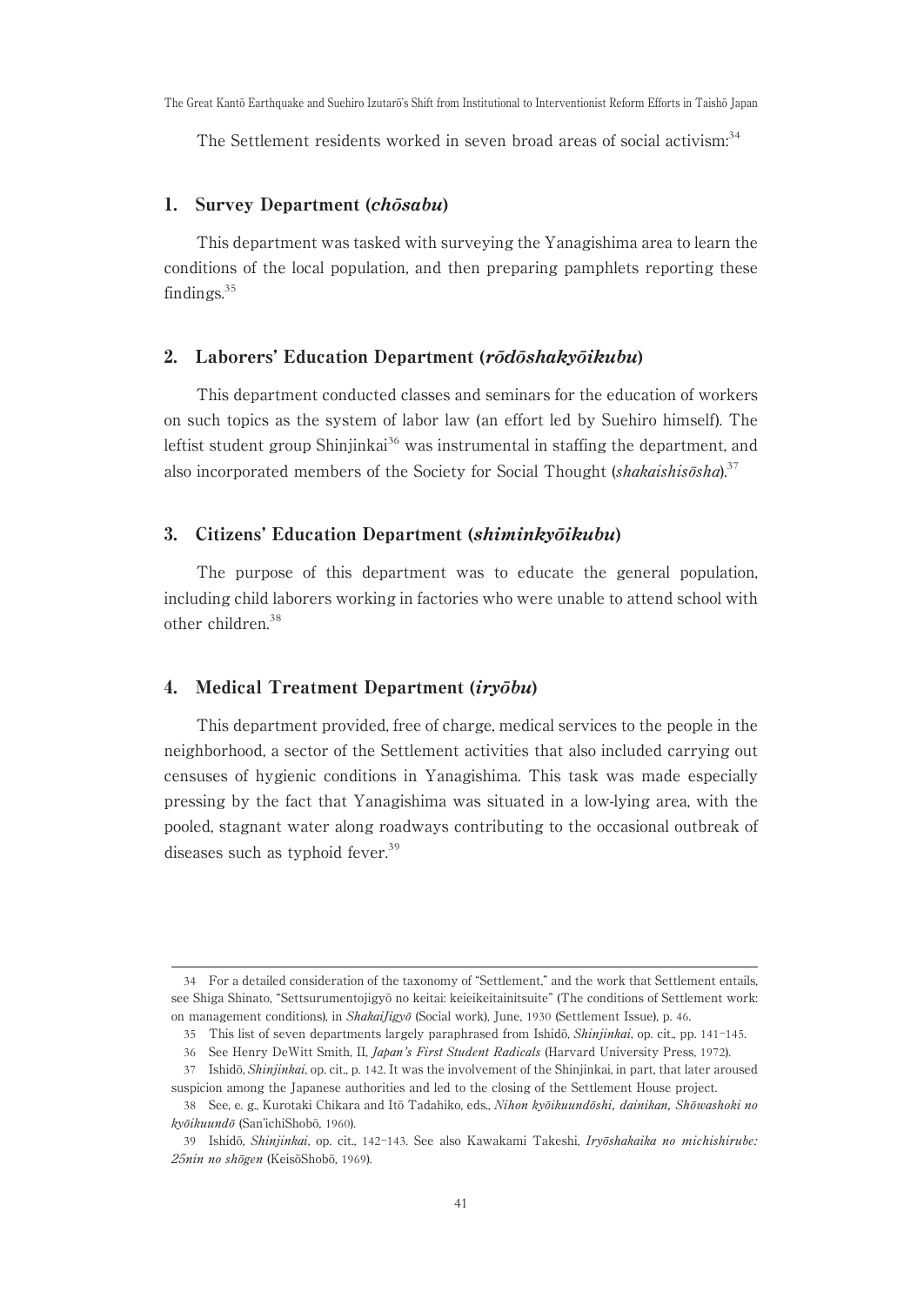The Settlement residents worked in seven broad areas of social activism:[34]

## 1. Survey Department (*chōsabu*)

This department was tasked with surveying the Yanagishima area to learn the conditions of the local population, and then preparing pamphlets reporting these findings.[35]

## 2. Laborers' Education Department (*rōdōshakyōikubu*)

This department conducted classes and seminars for the education of workers on such topics as the system of labor law (an effort led by Suehiro himself). The leftist student group Shinjinkai[36] was instrumental in staffing the department, and also incorporated members of the Society for Social Thought (*shakaishisōsha*).[37]

## 3. Citizens' Education Department (*shiminkyōikubu*)

The purpose of this department was to educate the general population, including child laborers working in factories who were unable to attend school with other children.[38]

## 4. Medical Treatment Department (*iryōbu*)

This department provided, free of charge, medical services to the people in the neighborhood, a sector of the Settlement activities that also included carrying out censuses of hygienic conditions in Yanagishima. This task was made especially pressing by the fact that Yanagishima was situated in a low-lying area, with the pooled, stagnant water along roadways contributing to the occasional outbreak of diseases such as typhoid fever.[39]

---

34 For a detailed consideration of the taxonomy of "Settlement," and the work that Settlement entails, see Shiga Shinato, "Settsurumentojigyō no keitai: keieikeitainitsuite" (The conditions of Settlement work: on management conditions), in *ShakaiJigyō* (Social work), June, 1930 (Settlement Issue), p. 46.

35 This list of seven departments largely paraphrased from Ishidō, *Shinjinkai*, op. cit., pp. 141-145.

36 See Henry DeWitt Smith, II, *Japan's First Student Radicals* (Harvard University Press, 1972).

37 Ishidō, *Shinjinkai*, op. cit., p. 142. It was the involvement of the Shinjinkai, in part, that later aroused suspicion among the Japanese authorities and led to the closing of the Settlement House project.

38 See, e. g., Kurotaki Chikara and Itō Tadahiko, eds., *Nihon kyōikuundōshi, dainikan, Shōwashoki no kyōikuundō* (San'ichiShobō, 1960).

39 Ishidō, *Shinjinkai*, op. cit., 142-143. See also Kawakami Takeshi, *Iryōshakaika no michishirube: 25nin no shōgen* (KeisōShobō, 1969).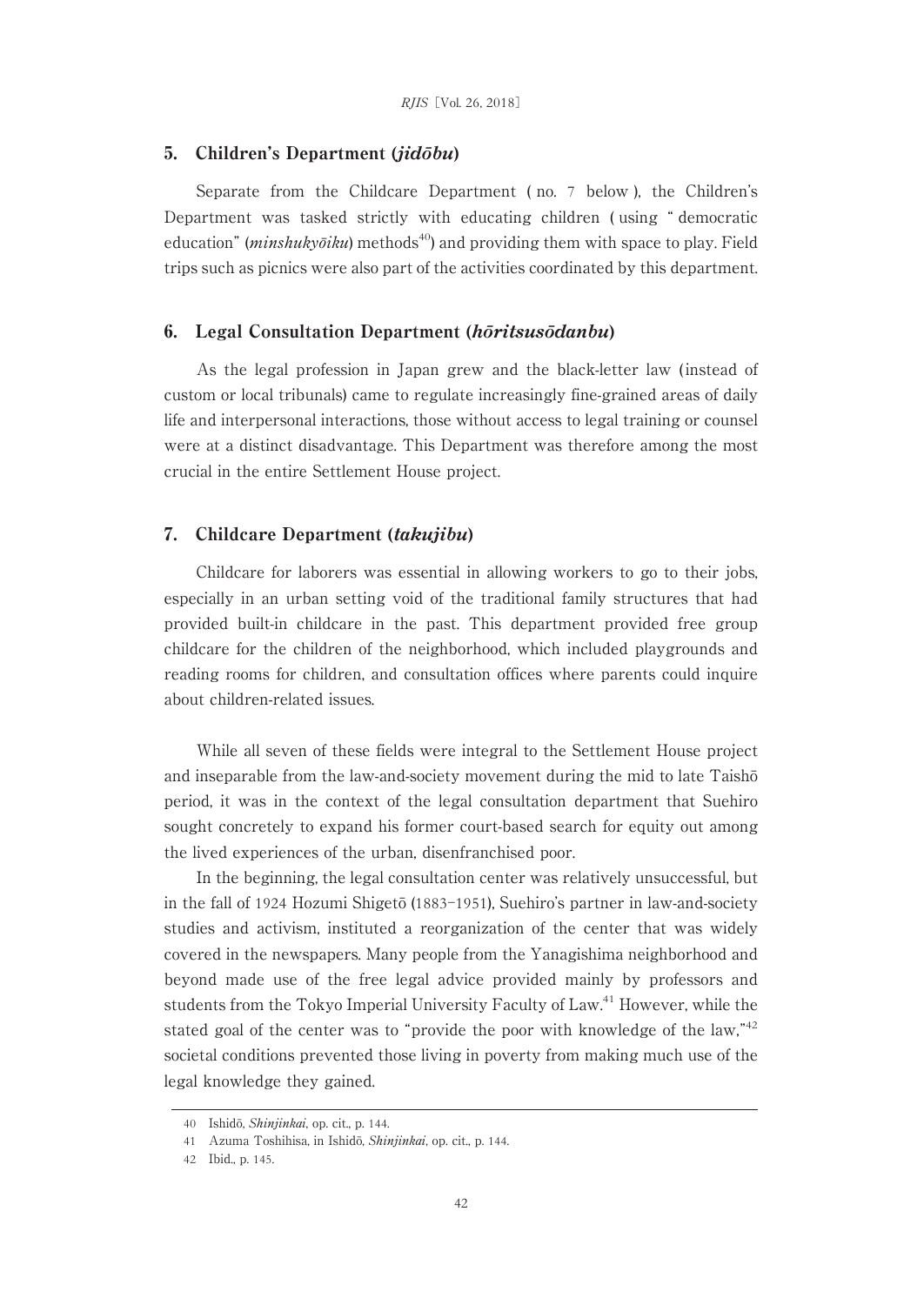## 5. Children's Department (*jidōbu*)

Separate from the Childcare Department (no. 7 below), the Children's Department was tasked strictly with educating children (using "democratic education" (*minshukyōiku*) methods[40]) and providing them with space to play. Field trips such as picnics were also part of the activities coordinated by this department.

## 6. Legal Consultation Department (*hōritsusōdanbu*)

As the legal profession in Japan grew and the black-letter law (instead of custom or local tribunals) came to regulate increasingly fine-grained areas of daily life and interpersonal interactions, those without access to legal training or counsel were at a distinct disadvantage. This Department was therefore among the most crucial in the entire Settlement House project.

## 7. Childcare Department (*takujibu*)

Childcare for laborers was essential in allowing workers to go to their jobs, especially in an urban setting void of the traditional family structures that had provided built-in childcare in the past. This department provided free group childcare for the children of the neighborhood, which included playgrounds and reading rooms for children, and consultation offices where parents could inquire about children-related issues.

While all seven of these fields were integral to the Settlement House project and inseparable from the law-and-society movement during the mid to late Taishō period, it was in the context of the legal consultation department that Suehiro sought concretely to expand his former court-based search for equity out among the lived experiences of the urban, disenfranchised poor.

In the beginning, the legal consultation center was relatively unsuccessful, but in the fall of 1924 Hozumi Shigetō (1883–1951), Suehiro's partner in law-and-society studies and activism, instituted a reorganization of the center that was widely covered in the newspapers. Many people from the Yanagishima neighborhood and beyond made use of the free legal advice provided mainly by professors and students from the Tokyo Imperial University Faculty of Law.[41] However, while the stated goal of the center was to "provide the poor with knowledge of the law,"[42] societal conditions prevented those living in poverty from making much use of the legal knowledge they gained.

---

40 Ishidō, *Shinjinkai*, op. cit., p. 144.

41 Azuma Toshihisa, in Ishidō, *Shinjinkai*, op. cit., p. 144.

42 Ibid., p. 145.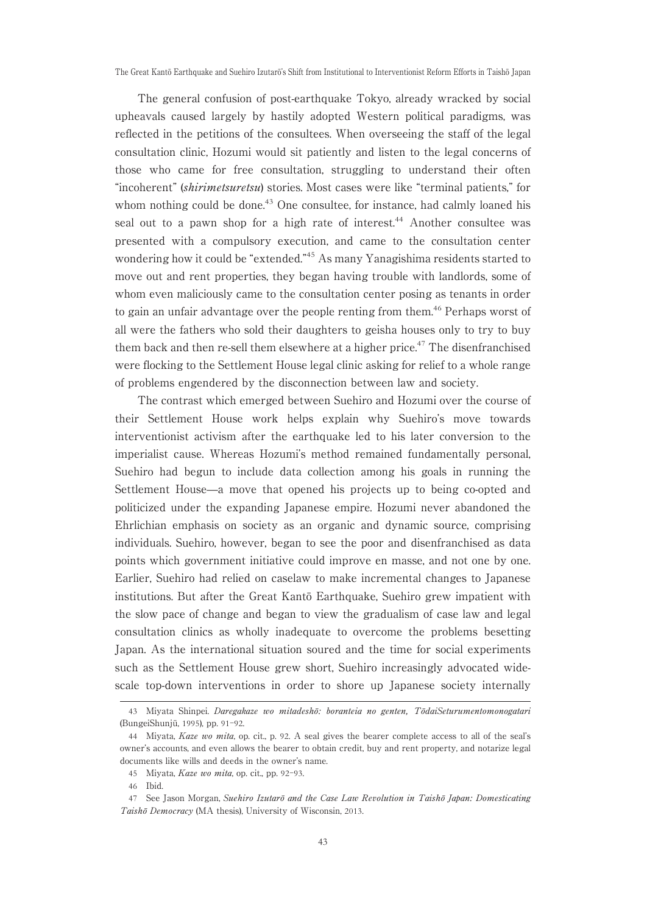The general confusion of post-earthquake Tokyo, already wracked by social upheavals caused largely by hastily adopted Western political paradigms, was reflected in the petitions of the consultees. When overseeing the staff of the legal consultation clinic, Hozumi would sit patiently and listen to the legal concerns of those who came for free consultation, struggling to understand their often "incoherent" (*shirimetsuretsu*) stories. Most cases were like "terminal patients," for whom nothing could be done.[43] One consultee, for instance, had calmly loaned his seal out to a pawn shop for a high rate of interest.[44] Another consultee was presented with a compulsory execution, and came to the consultation center wondering how it could be "extended."[45] As many Yanagishima residents started to move out and rent properties, they began having trouble with landlords, some of whom even maliciously came to the consultation center posing as tenants in order to gain an unfair advantage over the people renting from them.[46] Perhaps worst of all were the fathers who sold their daughters to geisha houses only to try to buy them back and then re-sell them elsewhere at a higher price.[47] The disenfranchised were flocking to the Settlement House legal clinic asking for relief to a whole range of problems engendered by the disconnection between law and society.

The contrast which emerged between Suehiro and Hozumi over the course of their Settlement House work helps explain why Suehiro's move towards interventionist activism after the earthquake led to his later conversion to the imperialist cause. Whereas Hozumi's method remained fundamentally personal, Suehiro had begun to include data collection among his goals in running the Settlement House—a move that opened his projects up to being co-opted and politicized under the expanding Japanese empire. Hozumi never abandoned the Ehrlichian emphasis on society as an organic and dynamic source, comprising individuals. Suehiro, however, began to see the poor and disenfranchised as data points which government initiative could improve en masse, and not one by one. Earlier, Suehiro had relied on caselaw to make incremental changes to Japanese institutions. But after the Great Kantō Earthquake, Suehiro grew impatient with the slow pace of change and began to view the gradualism of case law and legal consultation clinics as wholly inadequate to overcome the problems besetting Japan. As the international situation soured and the time for social experiments such as the Settlement House grew short, Suehiro increasingly advocated wide-scale top-down interventions in order to shore up Japanese society internally

---

43 Miyata Shinpei. *Daregakaze wo mitadeshō: boranteia no genten, TōdaiSeturumentomonogatari* (BungeiShunjū, 1995), pp. 91–92.

44 Miyata, *Kaze wo mita*, op. cit., p. 92. A seal gives the bearer complete access to all of the seal's owner's accounts, and even allows the bearer to obtain credit, buy and rent property, and notarize legal documents like wills and deeds in the owner's name.

45 Miyata, *Kaze wo mita*, op. cit., pp. 92–93.

46 Ibid.

47 See Jason Morgan, *Suehiro Izutarō and the Case Law Revolution in Taishō Japan: Domesticating Taishō Democracy* (MA thesis), University of Wisconsin, 2013.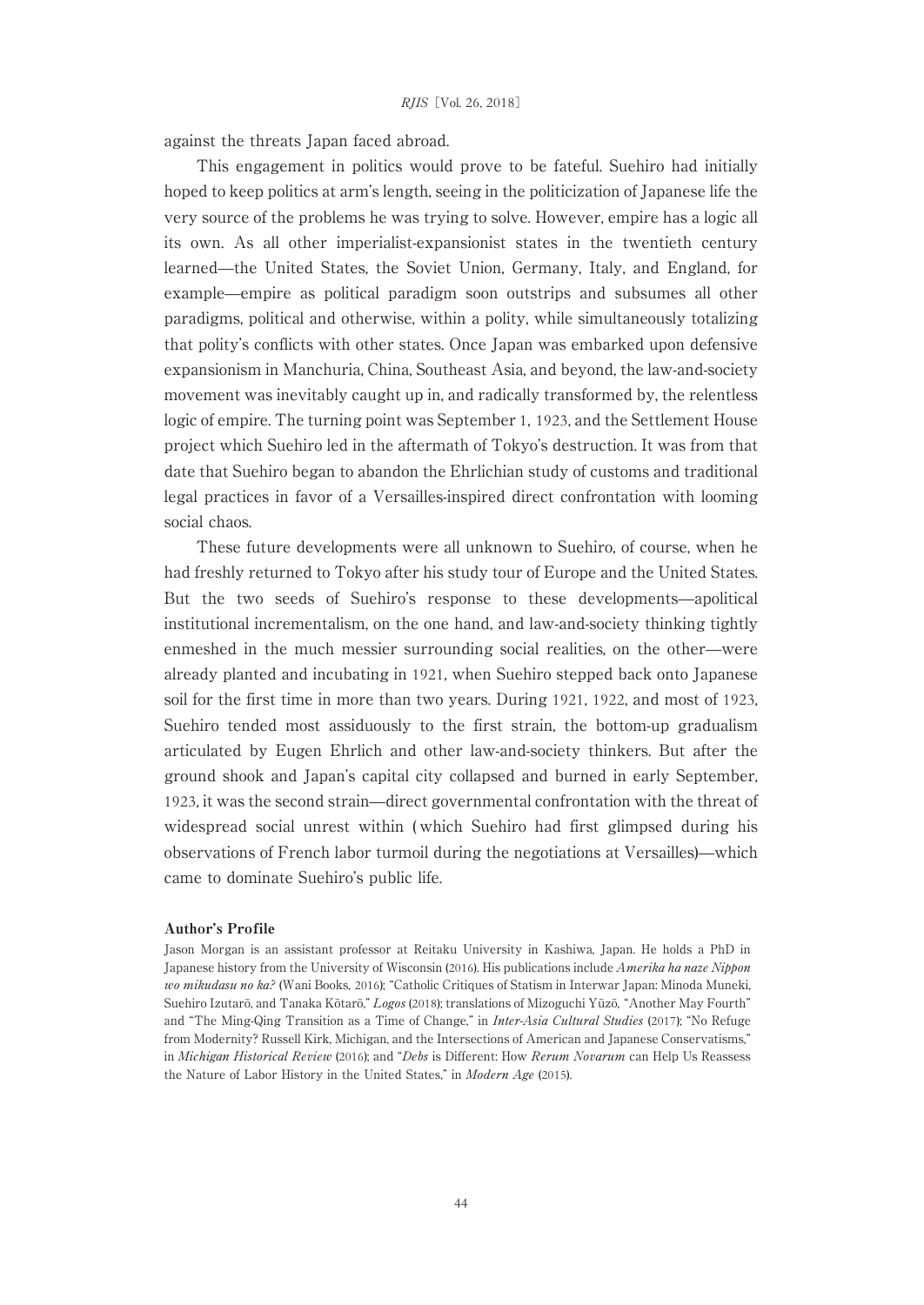against the threats Japan faced abroad.

This engagement in politics would prove to be fateful. Suehiro had initially hoped to keep politics at arm's length, seeing in the politicization of Japanese life the very source of the problems he was trying to solve. However, empire has a logic all its own. As all other imperialist-expansionist states in the twentieth century learned—the United States, the Soviet Union, Germany, Italy, and England, for example—empire as political paradigm soon outstrips and subsumes all other paradigms, political and otherwise, within a polity, while simultaneously totalizing that polity's conflicts with other states. Once Japan was embarked upon defensive expansionism in Manchuria, China, Southeast Asia, and beyond, the law-and-society movement was inevitably caught up in, and radically transformed by, the relentless logic of empire. The turning point was September 1, 1923, and the Settlement House project which Suehiro led in the aftermath of Tokyo's destruction. It was from that date that Suehiro began to abandon the Ehrlichian study of customs and traditional legal practices in favor of a Versailles-inspired direct confrontation with looming social chaos.

These future developments were all unknown to Suehiro, of course, when he had freshly returned to Tokyo after his study tour of Europe and the United States. But the two seeds of Suehiro's response to these developments—apolitical institutional incrementalism, on the one hand, and law-and-society thinking tightly enmeshed in the much messier surrounding social realities, on the other—were already planted and incubating in 1921, when Suehiro stepped back onto Japanese soil for the first time in more than two years. During 1921, 1922, and most of 1923, Suehiro tended most assiduously to the first strain, the bottom-up gradualism articulated by Eugen Ehrlich and other law-and-society thinkers. But after the ground shook and Japan's capital city collapsed and burned in early September, 1923, it was the second strain—direct governmental confrontation with the threat of widespread social unrest within (which Suehiro had first glimpsed during his observations of French labor turmoil during the negotiations at Versailles)—which came to dominate Suehiro's public life.

**Author's Profile**

Jason Morgan is an assistant professor at Reitaku University in Kashiwa, Japan. He holds a PhD in Japanese history from the University of Wisconsin (2016). His publications include *Amerika ha naze Nippon wo mikudasu no ka?* (Wani Books, 2016); "Catholic Critiques of Statism in Interwar Japan: Minoda Muneki, Suehiro Izutarō, and Tanaka Kōtarō," *Logos* (2018); translations of Mizoguchi Yūzō, "Another May Fourth" and "The Ming-Qing Transition as a Time of Change," in *Inter-Asia Cultural Studies* (2017); "No Refuge from Modernity? Russell Kirk, Michigan, and the Intersections of American and Japanese Conservatisms," in *Michigan Historical Review* (2016); and "*Debs* is Different: How *Rerum Novarum* can Help Us Reassess the Nature of Labor History in the United States," in *Modern Age* (2015).